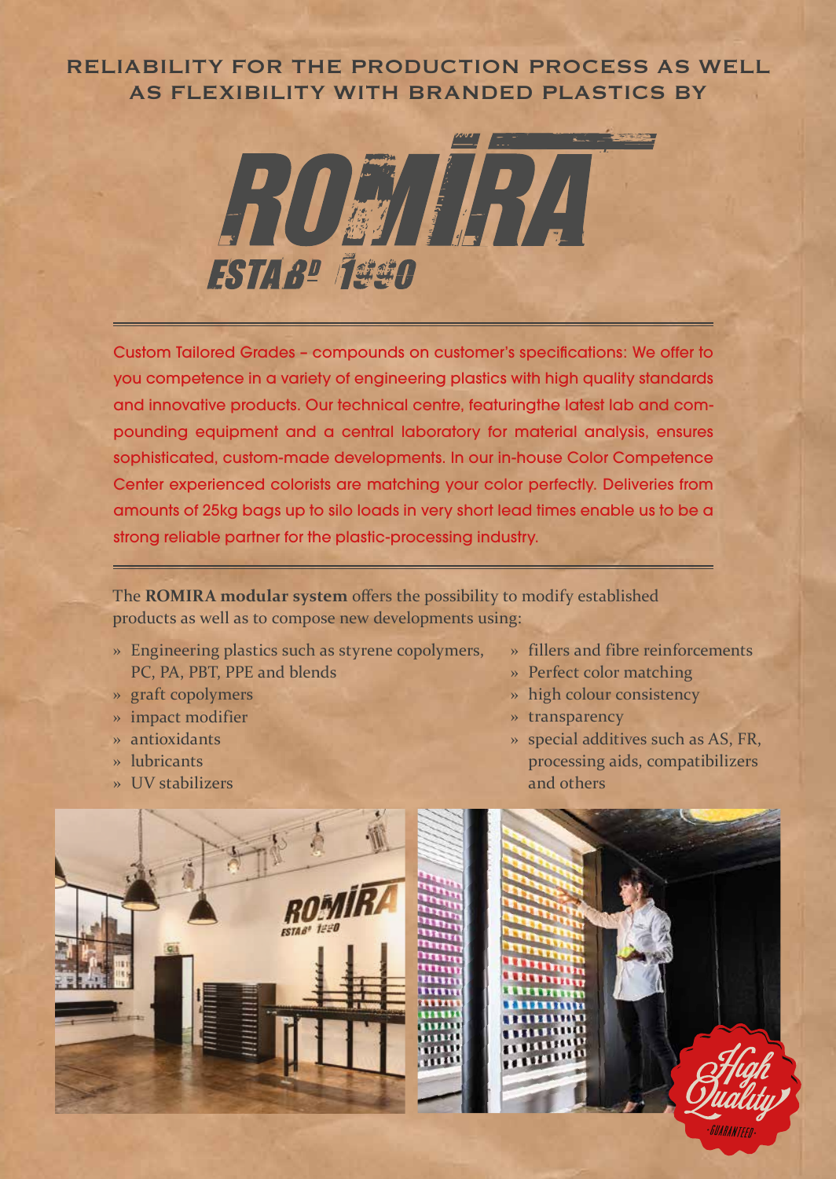# RELIABILITY FOR THE PRODUCTION PROCESS AS WELL AS FLEXIBILITY WITH BRANDED PLASTICS BY

ROMIRA

ESTAB^D 1990

Custom Tailored Grades – compounds on customer's specifications: We offer to you competence in a variety of engineering plastics with high quality standards and innovative products. Our technical centre, featuringthe latest lab and compounding equipment and a central laboratory for material analysis, ensures sophisticated, custom-made developments. In our in-house Color Competence Center experienced colorists are matching your color perfectly. Deliveries from amounts of 25kg bags up to silo loads in very short lead times enable us to be a strong reliable partner for the plastic-processing industry.

The **ROMIRA modular system** offers the possibility to modify established products as well as to compose new developments using:

- Engineering plastics such as styrene copolymers, PC, PA, PBT, PPE and blends
- graft copolymers
- impact modifier
- antioxidants
- lubricants
- UV stabilizers
- fillers and fibre reinforcements
- Perfect color matching
- high colour consistency
- transparency
- special additives such as AS, FR, processing aids, compatibilizers and others

High Quality
- GUARANTEED -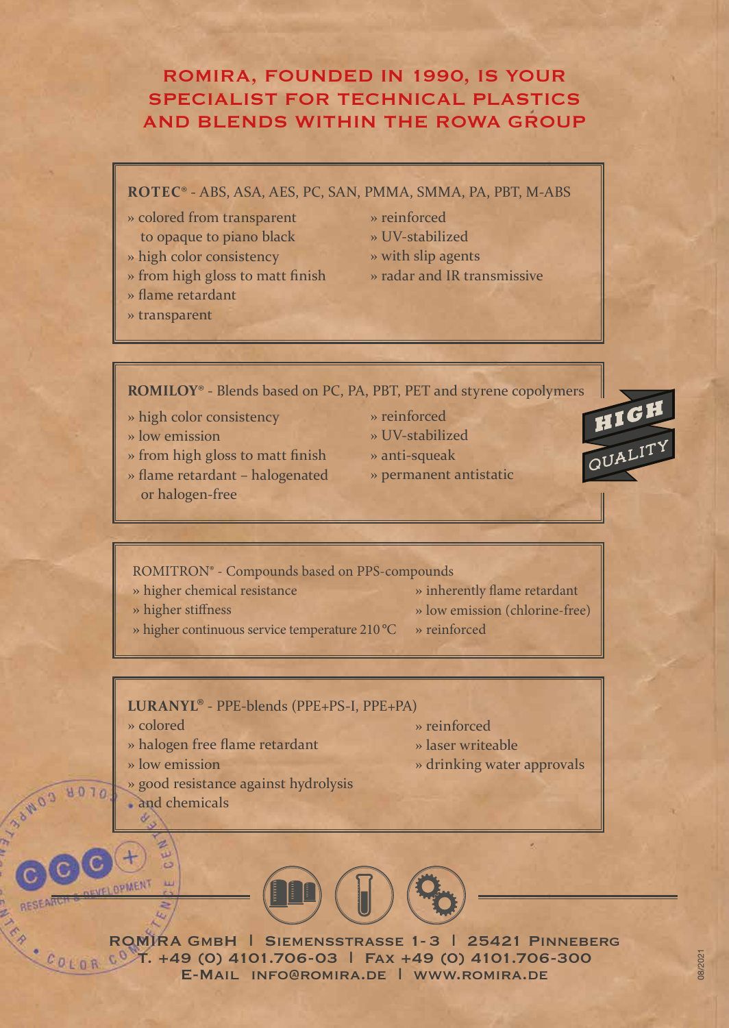# ROMIRA, FOUNDED IN 1990, IS YOUR SPECIALIST FOR TECHNICAL PLASTICS AND BLENDS WITHIN THE ROWA GROUP

**ROTEC®** - ABS, ASA, AES, PC, SAN, PMMA, SMMA, PA, PBT, M-ABS

- » colored from transparent to opaque to piano black
- » high color consistency
- » from high gloss to matt finish
- » flame retardant
- » transparent
- » reinforced
- » UV-stabilized
- » with slip agents
- » radar and IR transmissive

**ROMILOY®** - Blends based on PC, PA, PBT, PET and styrene copolymers

- » high color consistency
- » low emission
- » from high gloss to matt finish
- » flame retardant – halogenated or halogen-free
- » reinforced
- » UV-stabilized
- » anti-squeak
- » permanent antistatic

HIGH QUALITY

ROMITRON® - Compounds based on PPS-compounds

- » higher chemical resistance
- » higher stiffness
- » higher continuous service temperature 210 °C
- » inherently flame retardant
- » low emission (chlorine-free)
- » reinforced

**LURANYL®** - PPE-blends (PPE+PS-I, PPE+PA)

- » colored
- » halogen free flame retardant
- » low emission
- » good resistance against hydrolysis and chemicals
- » reinforced
- » laser writeable
- » drinking water approvals

ROMIRA GMBH | SIEMENSSTRASSE 1-3 | 25421 PINNEBERG
T. +49 (0) 4101.706-03 | FAX +49 (0) 4101.706-300
E-MAIL INFO@ROMIRA.DE | WWW.ROMIRA.DE

08/2021